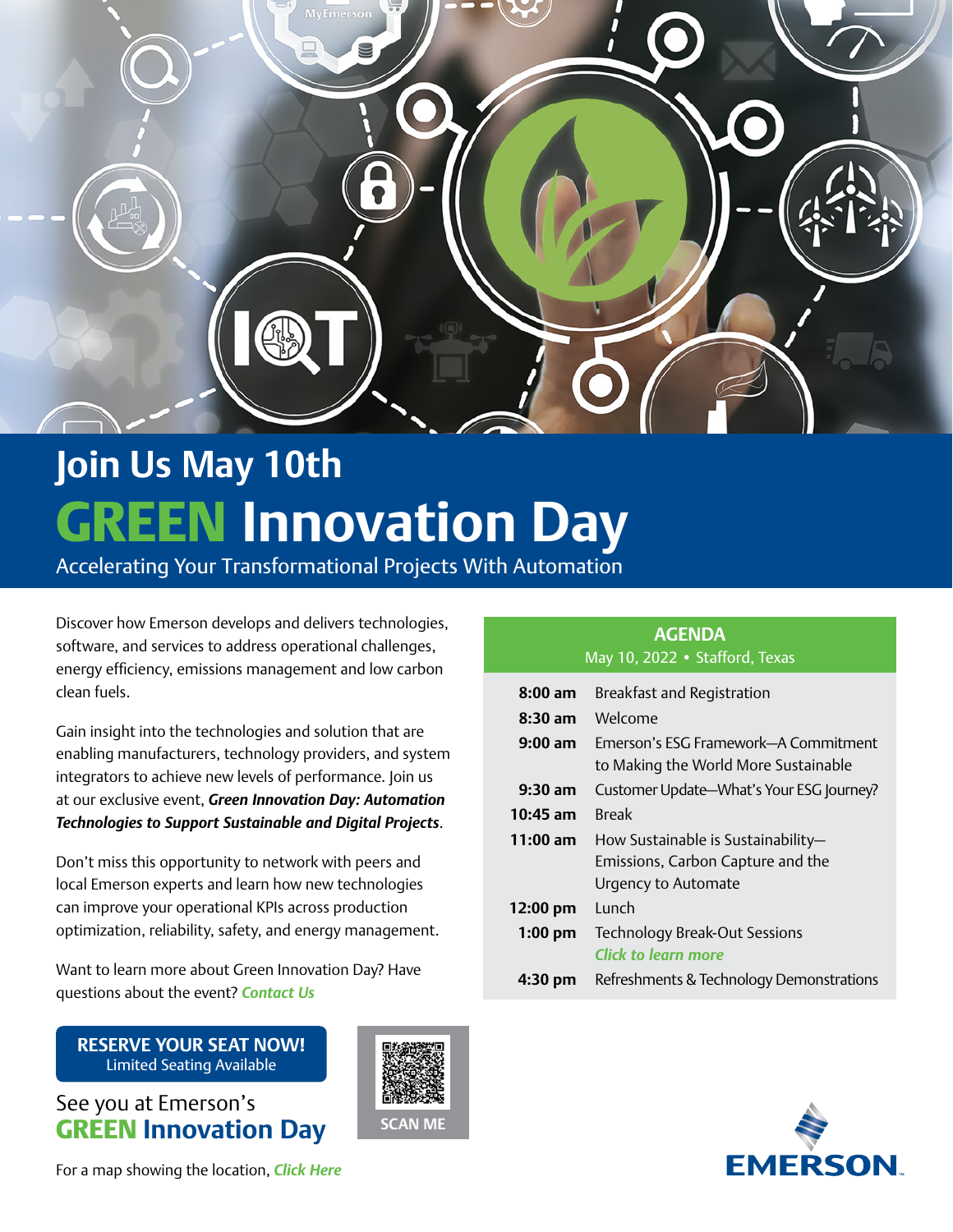# Join Us May 10th

# GREEN Innovation Day

Accelerating Your Transformational Projects With Automation

Discover how Emerson develops and delivers technologies, software, and services to address operational challenges, energy efficiency, emissions management and low carbon clean fuels.

Gain insight into the technologies and solution that are enabling manufacturers, technology providers, and system integrators to achieve new levels of performance. Join us at our exclusive event, ***Green Innovation Day: Automation Technologies to Support Sustainable and Digital Projects***.

Don't miss this opportunity to network with peers and local Emerson experts and learn how new technologies can improve your operational KPIs across production optimization, reliability, safety, and energy management.

Want to learn more about Green Innovation Day? Have questions about the event? ***Contact Us***

## AGENDA

May 10, 2022 • Stafford, Texas

| | |
|---|---|
| **8:00 am** | Breakfast and Registration |
| **8:30 am** | Welcome |
| **9:00 am** | Emerson's ESG Framework—A Commitment to Making the World More Sustainable |
| **9:30 am** | Customer Update—What's Your ESG Journey? |
| **10:45 am** | Break |
| **11:00 am** | How Sustainable is Sustainability—Emissions, Carbon Capture and the Urgency to Automate |
| **12:00 pm** | Lunch |
| **1:00 pm** | Technology Break-Out Sessions ***Click to learn more*** |
| **4:30 pm** | Refreshments & Technology Demonstrations |

**RESERVE YOUR SEAT NOW!**
Limited Seating Available

SCAN ME

See you at Emerson's
**GREEN Innovation Day**

For a map showing the location, ***Click Here***

EMERSON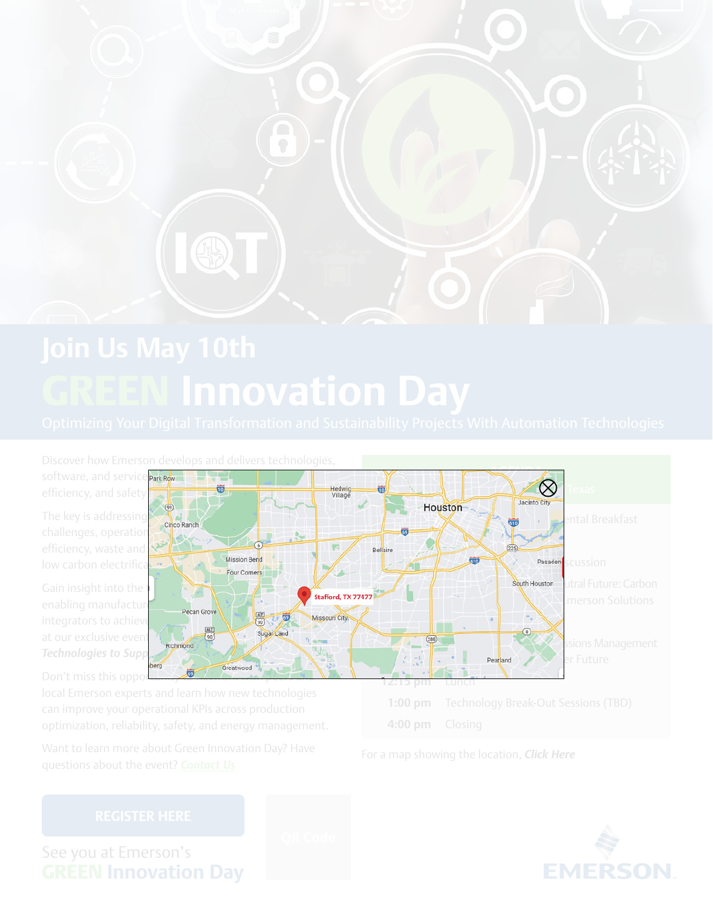# Join Us May 10th

# GREEN Innovation Day

## Optimizing Your Digital Transformation and Sustainability Projects With Automation Technologies

Discover how Emerson develops and delivers technologies, software, and service... efficiency, and safety...

The key is addressing... challenges, operation... efficiency, waste and... low carbon electrifica...

Gain insight into the... enabling manufactur... integrators to achieve... at our exclusive event... ***Technologies to Supp...***

Don't miss this oppo... local Emerson experts and learn how new technologies can improve your operational KPIs across production optimization, reliability, safety, and energy management.

Want to learn more about Green Innovation Day? Have questions about the event? ***Contact Us***

...Texas

...ental Breakfast

...scussion

...utral Future: Carbon ...merson Solutions

...sions Management ...er Future

| | |
|---|---|
| 12:15 pm | Lunch |
| 1:00 pm | Technology Break-Out Sessions (TBD) |
| 4:00 pm | Closing |

For a map showing the location, ***Click Here***

Stafford, TX 77477

REGISTER HERE

QR Code

See you at Emerson's

**GREEN Innovation Day**

EMERSON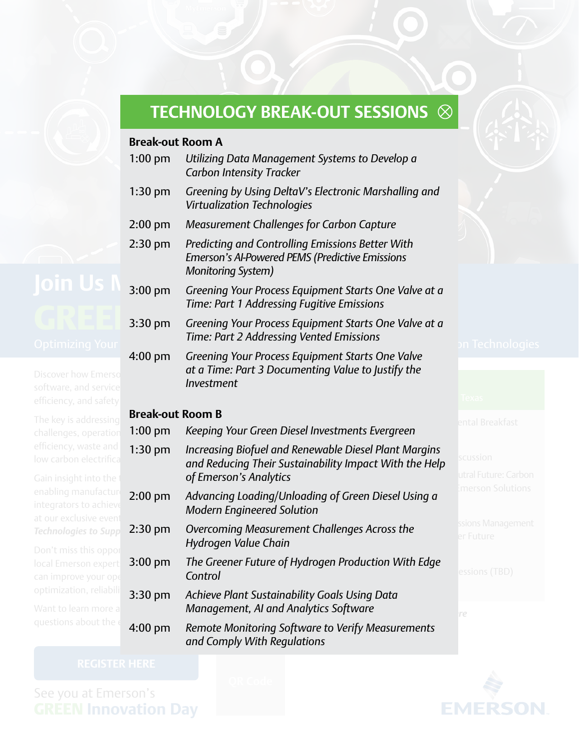## TECHNOLOGY BREAK-OUT SESSIONS

### Break-out Room A

| | |
|---|---|
| 1:00 pm | *Utilizing Data Management Systems to Develop a Carbon Intensity Tracker* |
| 1:30 pm | *Greening by Using DeltaV's Electronic Marshalling and Virtualization Technologies* |
| 2:00 pm | *Measurement Challenges for Carbon Capture* |
| 2:30 pm | *Predicting and Controlling Emissions Better With Emerson's AI-Powered PEMS (Predictive Emissions Monitoring System)* |
| 3:00 pm | *Greening Your Process Equipment Starts One Valve at a Time: Part 1 Addressing Fugitive Emissions* |
| 3:30 pm | *Greening Your Process Equipment Starts One Valve at a Time: Part 2 Addressing Vented Emissions* |
| 4:00 pm | *Greening Your Process Equipment Starts One Valve at a Time: Part 3 Documenting Value to Justify the Investment* |

### Break-out Room B

| | |
|---|---|
| 1:00 pm | *Keeping Your Green Diesel Investments Evergreen* |
| 1:30 pm | *Increasing Biofuel and Renewable Diesel Plant Margins and Reducing Their Sustainability Impact With the Help of Emerson's Analytics* |
| 2:00 pm | *Advancing Loading/Unloading of Green Diesel Using a Modern Engineered Solution* |
| 2:30 pm | *Overcoming Measurement Challenges Across the Hydrogen Value Chain* |
| 3:00 pm | *The Greener Future of Hydrogen Production With Edge Control* |
| 3:30 pm | *Achieve Plant Sustainability Goals Using Data Management, AI and Analytics Software* |
| 4:00 pm | *Remote Monitoring Software to Verify Measurements and Comply With Regulations* |